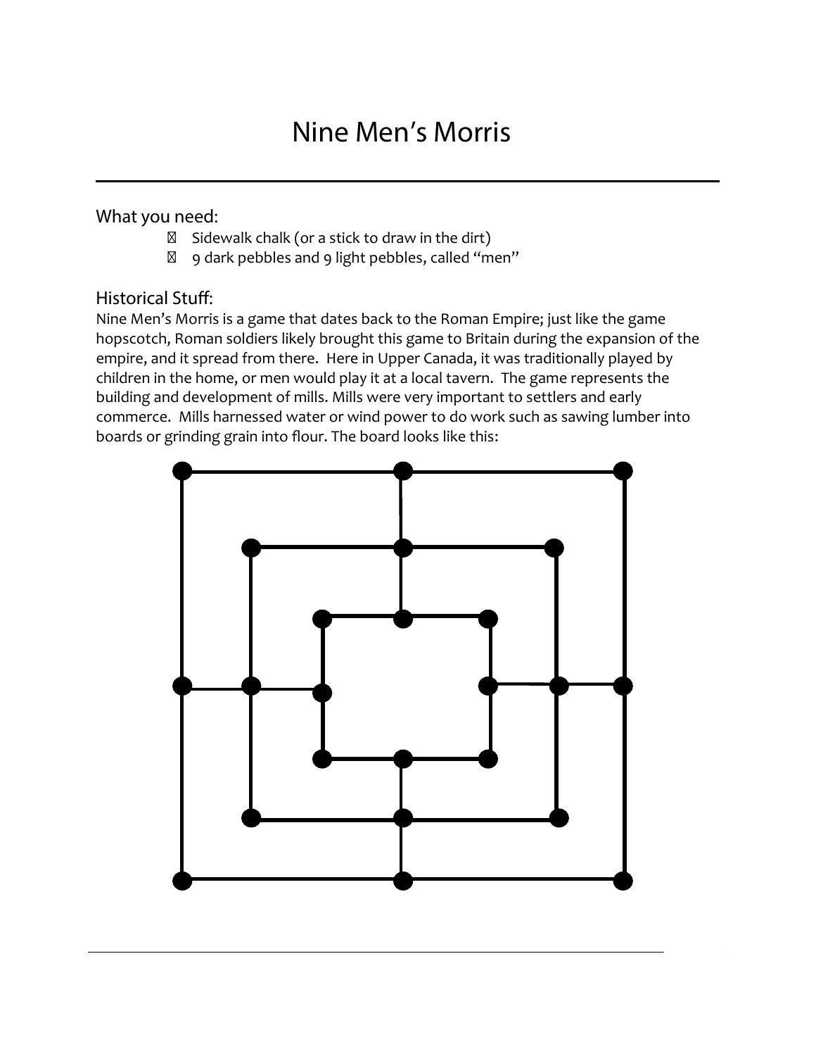# Nine Men's Morris

## What you need:

- Sidewalk chalk (or a stick to draw in the dirt)
- 9 dark pebbles and 9 light pebbles, called "men"

## Historical Stuff:

Nine Men's Morris is a game that dates back to the Roman Empire; just like the game hopscotch, Roman soldiers likely brought this game to Britain during the expansion of the empire, and it spread from there. Here in Upper Canada, it was traditionally played by children in the home, or men would play it at a local tavern. The game represents the building and development of mills. Mills were very important to settlers and early commerce. Mills harnessed water or wind power to do work such as sawing lumber into boards or grinding grain into flour. The board looks like this: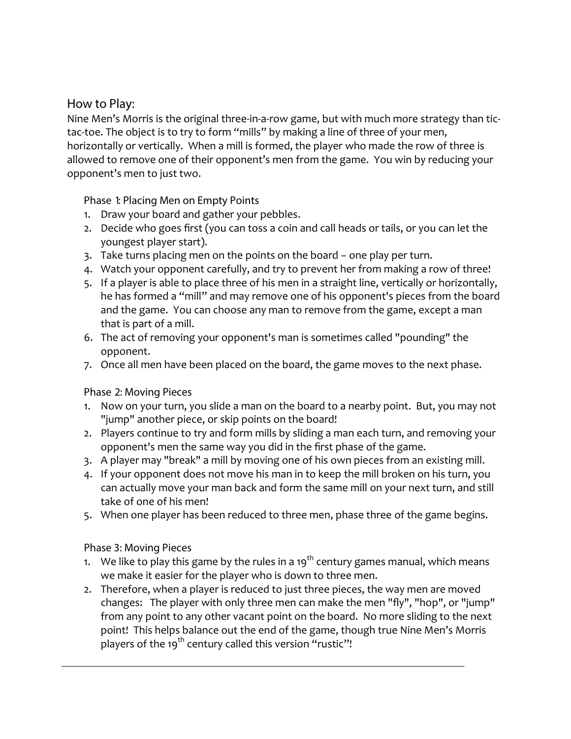## How to Play:

Nine Men's Morris is the original three-in-a-row game, but with much more strategy than tic-tac-toe. The object is to try to form "mills" by making a line of three of your men, horizontally or vertically. When a mill is formed, the player who made the row of three is allowed to remove one of their opponent's men from the game. You win by reducing your opponent's men to just two.

### Phase 1: Placing Men on Empty Points

1. Draw your board and gather your pebbles.
2. Decide who goes first (you can toss a coin and call heads or tails, or you can let the youngest player start).
3. Take turns placing men on the points on the board – one play per turn.
4. Watch your opponent carefully, and try to prevent her from making a row of three!
5. If a player is able to place three of his men in a straight line, vertically or horizontally, he has formed a "mill" and may remove one of his opponent's pieces from the board and the game. You can choose any man to remove from the game, except a man that is part of a mill.
6. The act of removing your opponent's man is sometimes called "pounding" the opponent.
7. Once all men have been placed on the board, the game moves to the next phase.

### Phase 2: Moving Pieces

1. Now on your turn, you slide a man on the board to a nearby point. But, you may not "jump" another piece, or skip points on the board!
2. Players continue to try and form mills by sliding a man each turn, and removing your opponent's men the same way you did in the first phase of the game.
3. A player may "break" a mill by moving one of his own pieces from an existing mill.
4. If your opponent does not move his man in to keep the mill broken on his turn, you can actually move your man back and form the same mill on your next turn, and still take of one of his men!
5. When one player has been reduced to three men, phase three of the game begins.

### Phase 3: Moving Pieces

1. We like to play this game by the rules in a 19th century games manual, which means we make it easier for the player who is down to three men.
2. Therefore, when a player is reduced to just three pieces, the way men are moved changes: The player with only three men can make the men "fly", "hop", or "jump" from any point to any other vacant point on the board. No more sliding to the next point! This helps balance out the end of the game, though true Nine Men's Morris players of the 19th century called this version "rustic"!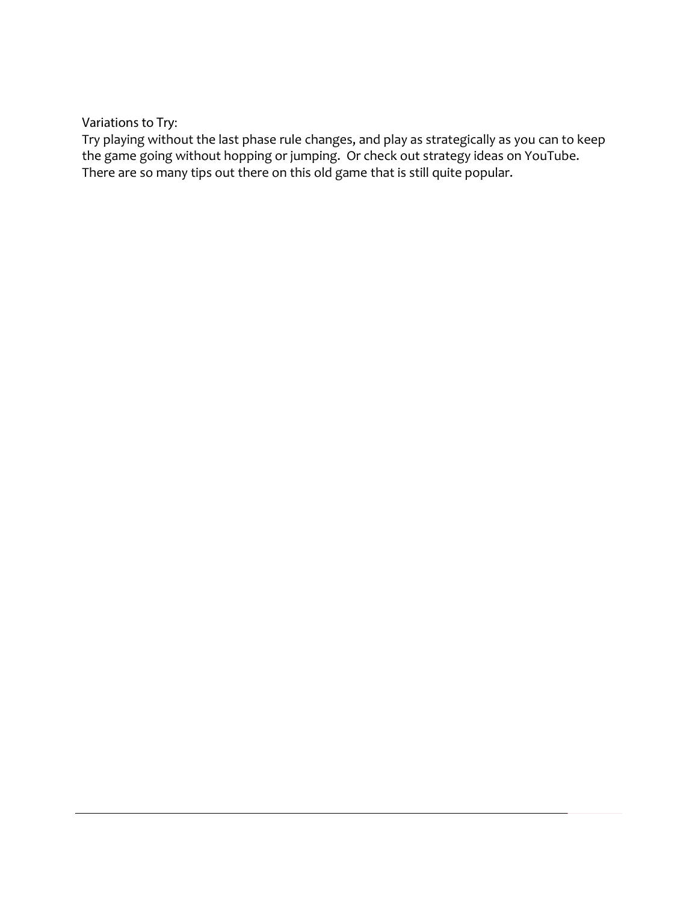Variations to Try:
Try playing without the last phase rule changes, and play as strategically as you can to keep the game going without hopping or jumping.  Or check out strategy ideas on YouTube.  There are so many tips out there on this old game that is still quite popular.